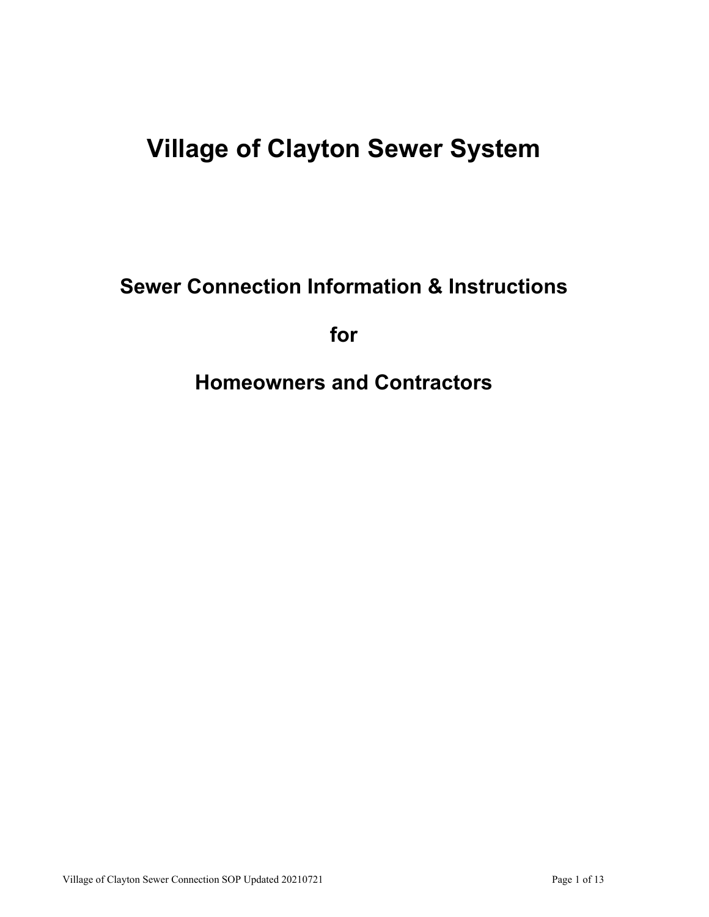# Village of Clayton Sewer System

## Sewer Connection Information & Instructions

## for

## Homeowners and Contractors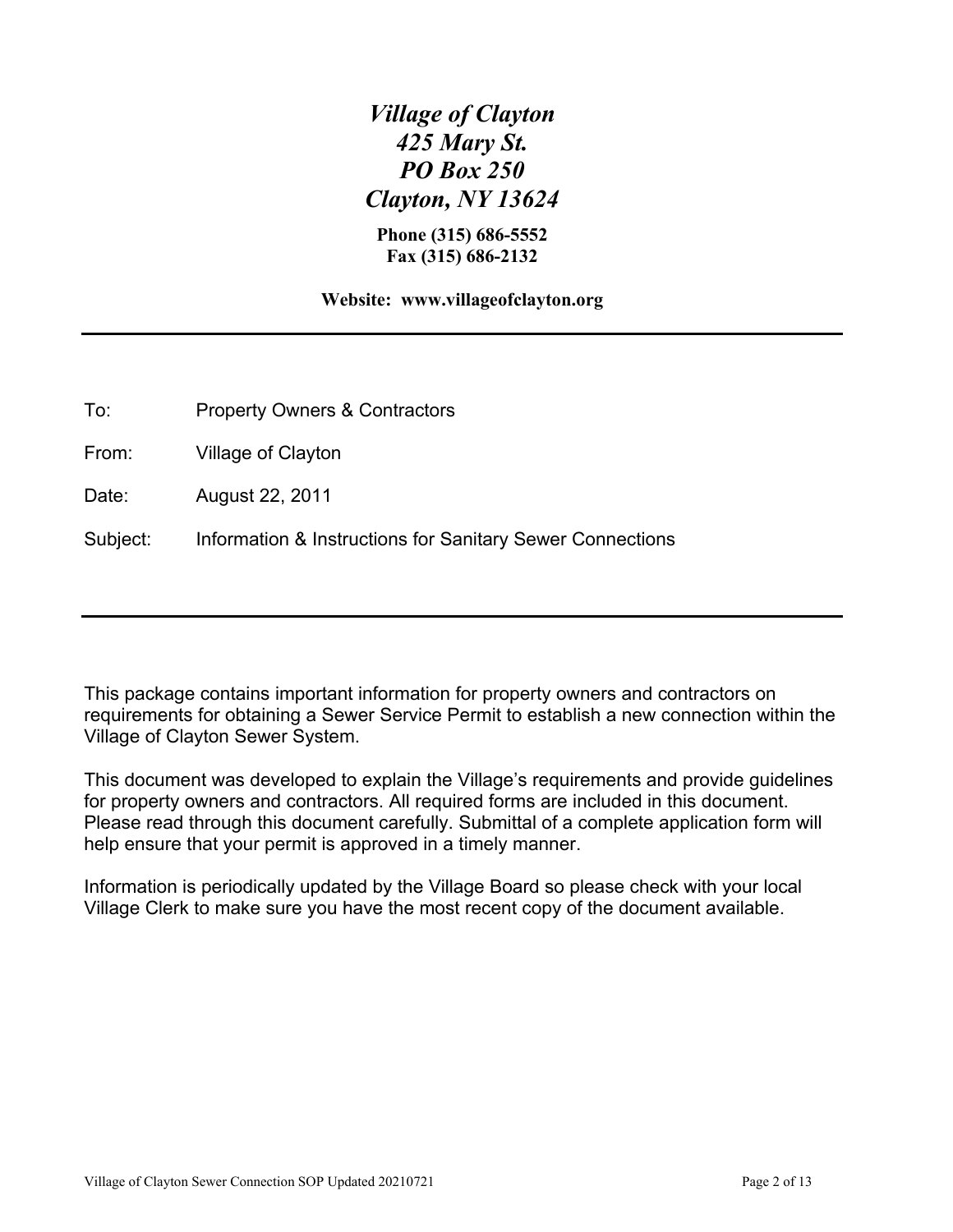***Village of Clayton***
***425 Mary St.***
***PO Box 250***
***Clayton, NY 13624***

**Phone (315) 686-5552**
**Fax (315) 686-2132**

**Website: www.villageofclayton.org**

---

To: Property Owners & Contractors

From: Village of Clayton

Date: August 22, 2011

Subject: Information & Instructions for Sanitary Sewer Connections

---

This package contains important information for property owners and contractors on requirements for obtaining a Sewer Service Permit to establish a new connection within the Village of Clayton Sewer System.

This document was developed to explain the Village's requirements and provide guidelines for property owners and contractors. All required forms are included in this document. Please read through this document carefully. Submittal of a complete application form will help ensure that your permit is approved in a timely manner.

Information is periodically updated by the Village Board so please check with your local Village Clerk to make sure you have the most recent copy of the document available.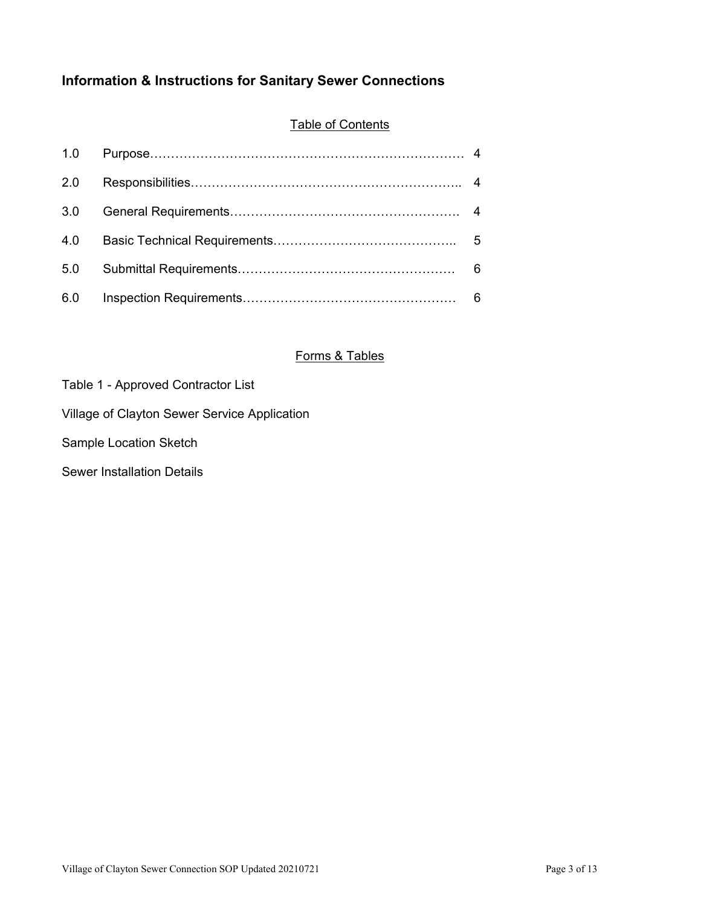## Information & Instructions for Sanitary Sewer Connections

### Table of Contents

| | | |
|---|---|---|
| 1.0 | Purpose | 4 |
| 2.0 | Responsibilities | 4 |
| 3.0 | General Requirements | 4 |
| 4.0 | Basic Technical Requirements | 5 |
| 5.0 | Submittal Requirements | 6 |
| 6.0 | Inspection Requirements | 6 |

### Forms & Tables

Table 1 - Approved Contractor List

Village of Clayton Sewer Service Application

Sample Location Sketch

Sewer Installation Details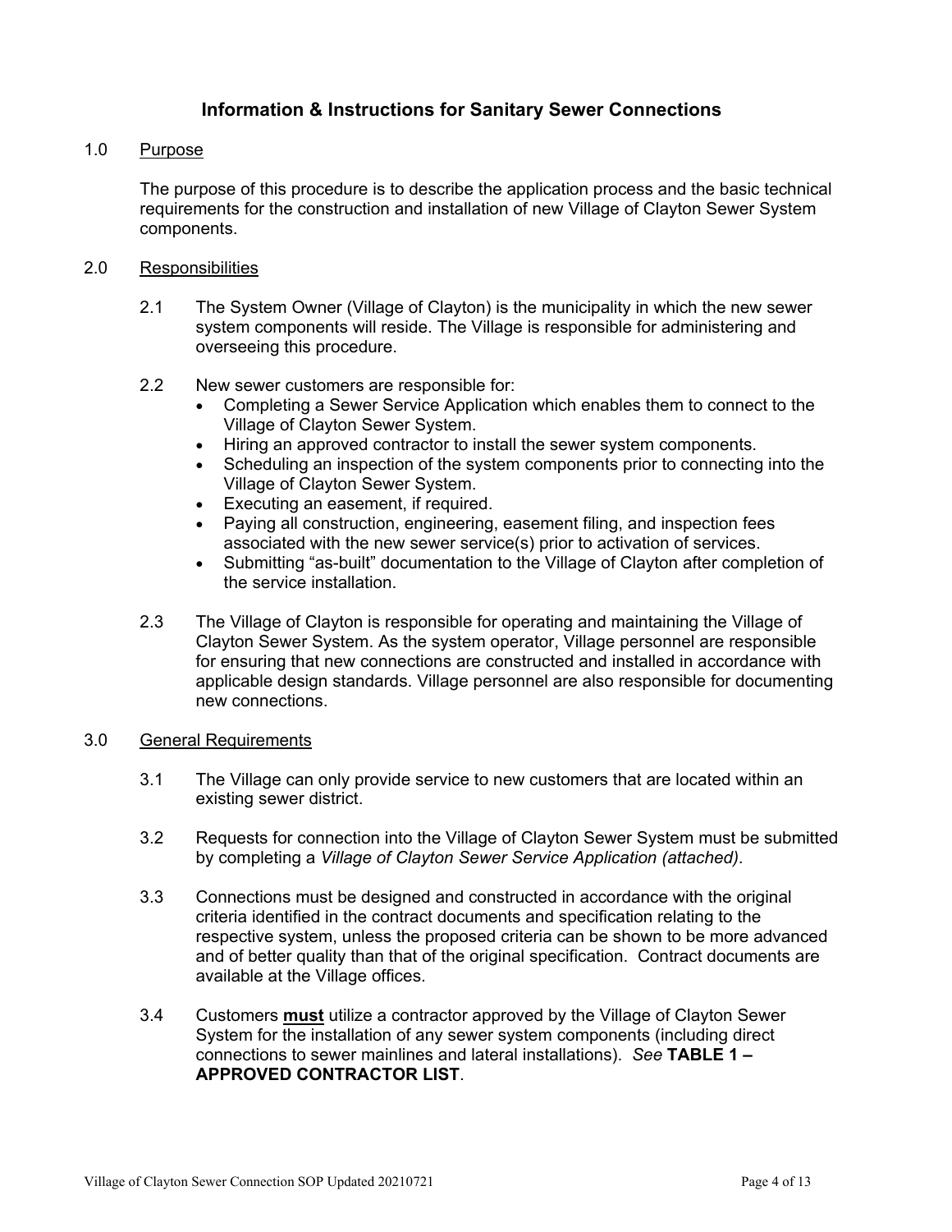# Information & Instructions for Sanitary Sewer Connections

## 1.0 Purpose

The purpose of this procedure is to describe the application process and the basic technical requirements for the construction and installation of new Village of Clayton Sewer System components.

## 2.0 Responsibilities

2.1 The System Owner (Village of Clayton) is the municipality in which the new sewer system components will reside. The Village is responsible for administering and overseeing this procedure.

2.2 New sewer customers are responsible for:

- Completing a Sewer Service Application which enables them to connect to the Village of Clayton Sewer System.
- Hiring an approved contractor to install the sewer system components.
- Scheduling an inspection of the system components prior to connecting into the Village of Clayton Sewer System.
- Executing an easement, if required.
- Paying all construction, engineering, easement filing, and inspection fees associated with the new sewer service(s) prior to activation of services.
- Submitting "as-built" documentation to the Village of Clayton after completion of the service installation.

2.3 The Village of Clayton is responsible for operating and maintaining the Village of Clayton Sewer System. As the system operator, Village personnel are responsible for ensuring that new connections are constructed and installed in accordance with applicable design standards. Village personnel are also responsible for documenting new connections.

## 3.0 General Requirements

3.1 The Village can only provide service to new customers that are located within an existing sewer district.

3.2 Requests for connection into the Village of Clayton Sewer System must be submitted by completing a *Village of Clayton Sewer Service Application (attached)*.

3.3 Connections must be designed and constructed in accordance with the original criteria identified in the contract documents and specification relating to the respective system, unless the proposed criteria can be shown to be more advanced and of better quality than that of the original specification. Contract documents are available at the Village offices.

3.4 Customers **must** utilize a contractor approved by the Village of Clayton Sewer System for the installation of any sewer system components (including direct connections to sewer mainlines and lateral installations). *See* **TABLE 1 – APPROVED CONTRACTOR LIST**.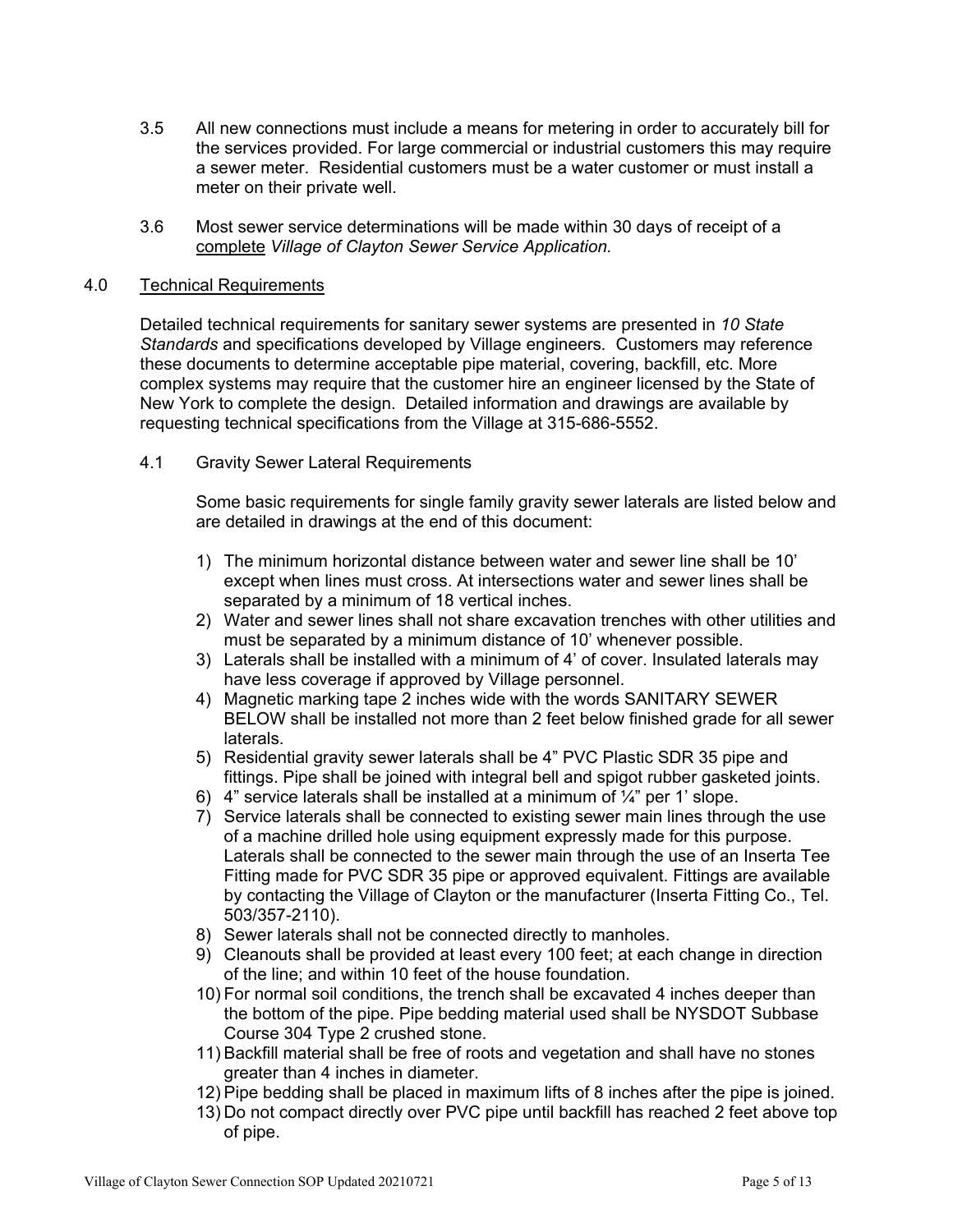3.5 All new connections must include a means for metering in order to accurately bill for the services provided. For large commercial or industrial customers this may require a sewer meter. Residential customers must be a water customer or must install a meter on their private well.

3.6 Most sewer service determinations will be made within 30 days of receipt of a complete *Village of Clayton Sewer Service Application.*

## 4.0 Technical Requirements

Detailed technical requirements for sanitary sewer systems are presented in *10 State Standards* and specifications developed by Village engineers. Customers may reference these documents to determine acceptable pipe material, covering, backfill, etc. More complex systems may require that the customer hire an engineer licensed by the State of New York to complete the design. Detailed information and drawings are available by requesting technical specifications from the Village at 315-686-5552.

### 4.1 Gravity Sewer Lateral Requirements

Some basic requirements for single family gravity sewer laterals are listed below and are detailed in drawings at the end of this document:

1) The minimum horizontal distance between water and sewer line shall be 10' except when lines must cross. At intersections water and sewer lines shall be separated by a minimum of 18 vertical inches.
2) Water and sewer lines shall not share excavation trenches with other utilities and must be separated by a minimum distance of 10' whenever possible.
3) Laterals shall be installed with a minimum of 4' of cover. Insulated laterals may have less coverage if approved by Village personnel.
4) Magnetic marking tape 2 inches wide with the words SANITARY SEWER BELOW shall be installed not more than 2 feet below finished grade for all sewer laterals.
5) Residential gravity sewer laterals shall be 4" PVC Plastic SDR 35 pipe and fittings. Pipe shall be joined with integral bell and spigot rubber gasketed joints.
6) 4" service laterals shall be installed at a minimum of ¼" per 1' slope.
7) Service laterals shall be connected to existing sewer main lines through the use of a machine drilled hole using equipment expressly made for this purpose. Laterals shall be connected to the sewer main through the use of an Inserta Tee Fitting made for PVC SDR 35 pipe or approved equivalent. Fittings are available by contacting the Village of Clayton or the manufacturer (Inserta Fitting Co., Tel. 503/357-2110).
8) Sewer laterals shall not be connected directly to manholes.
9) Cleanouts shall be provided at least every 100 feet; at each change in direction of the line; and within 10 feet of the house foundation.
10) For normal soil conditions, the trench shall be excavated 4 inches deeper than the bottom of the pipe. Pipe bedding material used shall be NYSDOT Subbase Course 304 Type 2 crushed stone.
11) Backfill material shall be free of roots and vegetation and shall have no stones greater than 4 inches in diameter.
12) Pipe bedding shall be placed in maximum lifts of 8 inches after the pipe is joined.
13) Do not compact directly over PVC pipe until backfill has reached 2 feet above top of pipe.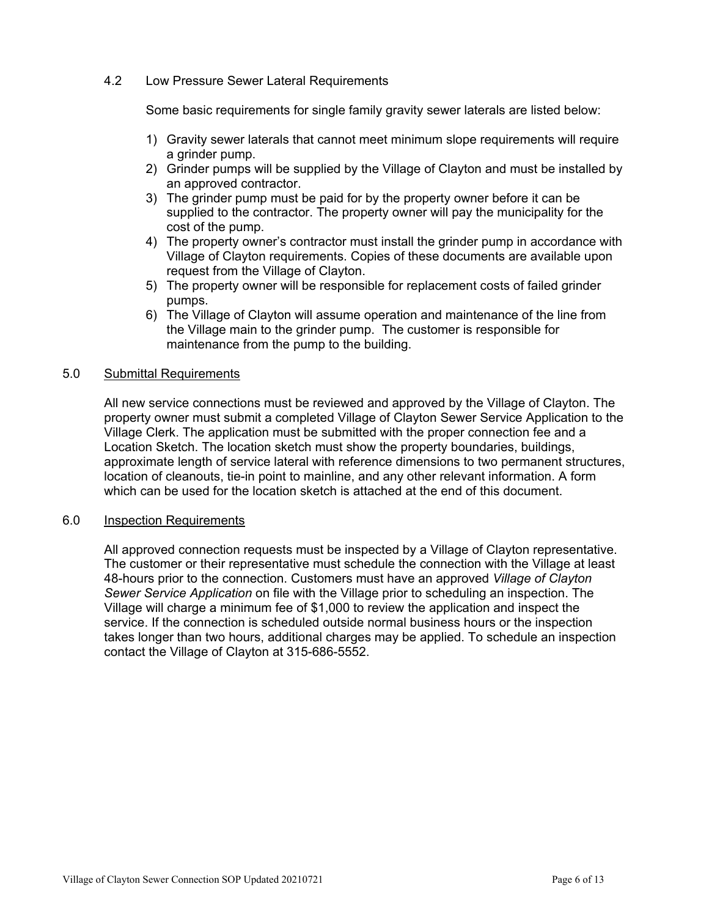### 4.2 Low Pressure Sewer Lateral Requirements

Some basic requirements for single family gravity sewer laterals are listed below:

1) Gravity sewer laterals that cannot meet minimum slope requirements will require a grinder pump.
2) Grinder pumps will be supplied by the Village of Clayton and must be installed by an approved contractor.
3) The grinder pump must be paid for by the property owner before it can be supplied to the contractor. The property owner will pay the municipality for the cost of the pump.
4) The property owner's contractor must install the grinder pump in accordance with Village of Clayton requirements. Copies of these documents are available upon request from the Village of Clayton.
5) The property owner will be responsible for replacement costs of failed grinder pumps.
6) The Village of Clayton will assume operation and maintenance of the line from the Village main to the grinder pump. The customer is responsible for maintenance from the pump to the building.

## 5.0 Submittal Requirements

All new service connections must be reviewed and approved by the Village of Clayton. The property owner must submit a completed Village of Clayton Sewer Service Application to the Village Clerk. The application must be submitted with the proper connection fee and a Location Sketch. The location sketch must show the property boundaries, buildings, approximate length of service lateral with reference dimensions to two permanent structures, location of cleanouts, tie-in point to mainline, and any other relevant information. A form which can be used for the location sketch is attached at the end of this document.

## 6.0 Inspection Requirements

All approved connection requests must be inspected by a Village of Clayton representative. The customer or their representative must schedule the connection with the Village at least 48-hours prior to the connection. Customers must have an approved *Village of Clayton Sewer Service Application* on file with the Village prior to scheduling an inspection. The Village will charge a minimum fee of $1,000 to review the application and inspect the service. If the connection is scheduled outside normal business hours or the inspection takes longer than two hours, additional charges may be applied. To schedule an inspection contact the Village of Clayton at 315-686-5552.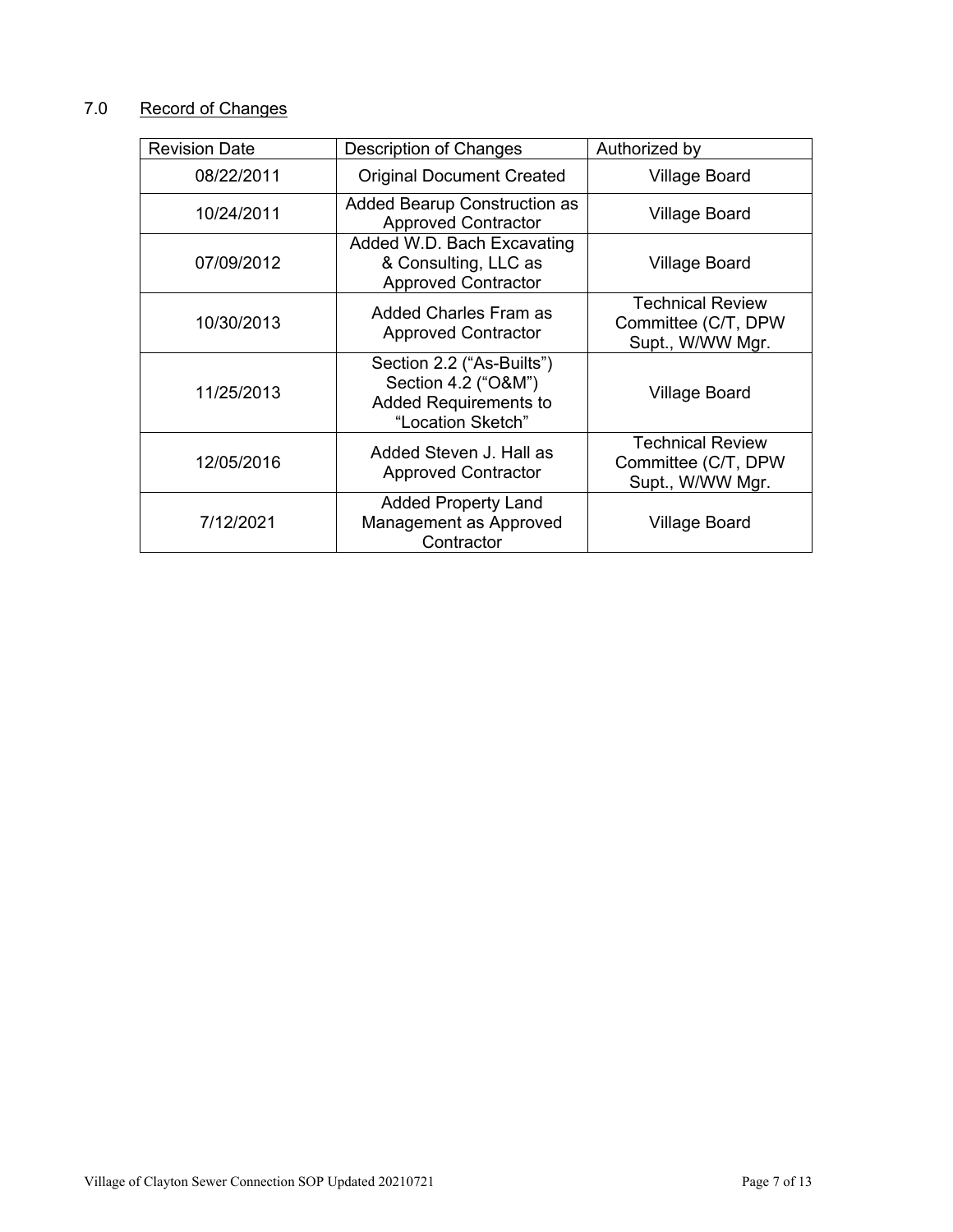## 7.0 Record of Changes

| Revision Date | Description of Changes | Authorized by |
|---|---|---|
| 08/22/2011 | Original Document Created | Village Board |
| 10/24/2011 | Added Bearup Construction as Approved Contractor | Village Board |
| 07/09/2012 | Added W.D. Bach Excavating & Consulting, LLC as Approved Contractor | Village Board |
| 10/30/2013 | Added Charles Fram as Approved Contractor | Technical Review Committee (C/T, DPW Supt., W/WW Mgr. |
| 11/25/2013 | Section 2.2 ("As-Builts") Section 4.2 ("O&M") Added Requirements to "Location Sketch" | Village Board |
| 12/05/2016 | Added Steven J. Hall as Approved Contractor | Technical Review Committee (C/T, DPW Supt., W/WW Mgr. |
| 7/12/2021 | Added Property Land Management as Approved Contractor | Village Board |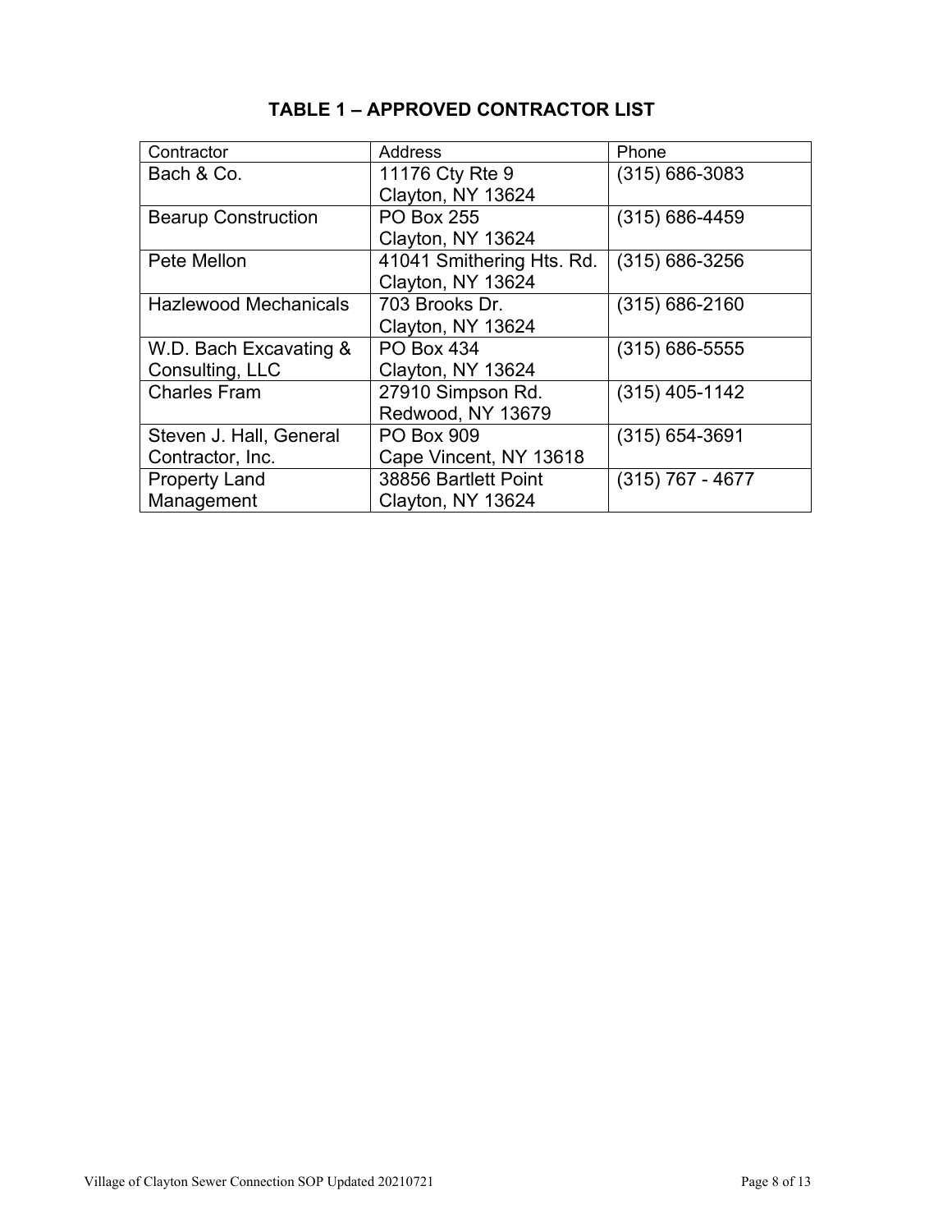# TABLE 1 – APPROVED CONTRACTOR LIST

| Contractor | Address | Phone |
| --- | --- | --- |
| Bach & Co. | 11176 Cty Rte 9<br>Clayton, NY 13624 | (315) 686-3083 |
| Bearup Construction | PO Box 255<br>Clayton, NY 13624 | (315) 686-4459 |
| Pete Mellon | 41041 Smithering Hts. Rd.<br>Clayton, NY 13624 | (315) 686-3256 |
| Hazlewood Mechanicals | 703 Brooks Dr.<br>Clayton, NY 13624 | (315) 686-2160 |
| W.D. Bach Excavating & Consulting, LLC | PO Box 434<br>Clayton, NY 13624 | (315) 686-5555 |
| Charles Fram | 27910 Simpson Rd.<br>Redwood, NY 13679 | (315) 405-1142 |
| Steven J. Hall, General Contractor, Inc. | PO Box 909<br>Cape Vincent, NY 13618 | (315) 654-3691 |
| Property Land Management | 38856 Bartlett Point<br>Clayton, NY 13624 | (315) 767 - 4677 |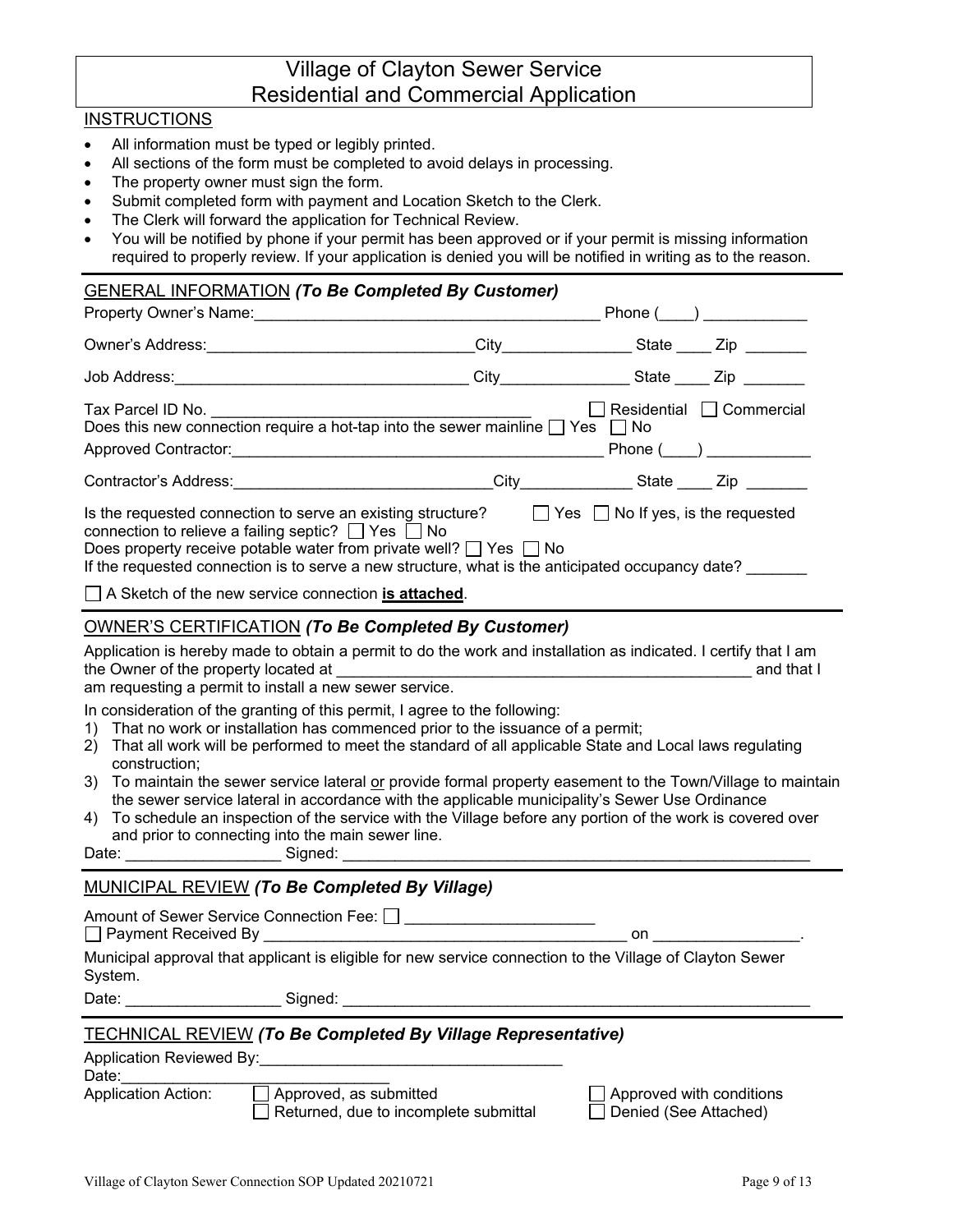# Village of Clayton Sewer Service
# Residential and Commercial Application

## INSTRUCTIONS

- All information must be typed or legibly printed.
- All sections of the form must be completed to avoid delays in processing.
- The property owner must sign the form.
- Submit completed form with payment and Location Sketch to the Clerk.
- The Clerk will forward the application for Technical Review.
- You will be notified by phone if your permit has been approved or if your permit is missing information required to properly review. If your application is denied you will be notified in writing as to the reason.

## GENERAL INFORMATION *(To Be Completed By Customer)*

Property Owner's Name:________________________________________ Phone (____) ____________

Owner's Address:______________________________City_______________ State ____ Zip _______

Job Address:__________________________________ City_______________ State ____ Zip _______

Tax Parcel ID No. ____________________________________ ☐ Residential ☐ Commercial

Does this new connection require a hot-tap into the sewer mainline ☐ Yes ☐ No

Approved Contractor:___________________________________________ Phone (____) ____________

Contractor's Address:______________________________City_____________ State ____ Zip _______

Is the requested connection to serve an existing structure? ☐ Yes ☐ No If yes, is the requested connection to relieve a failing septic? ☐ Yes ☐ No

Does property receive potable water from private well? ☐ Yes ☐ No

If the requested connection is to serve a new structure, what is the anticipated occupancy date? _______

☐ A Sketch of the new service connection **is attached**.

## OWNER'S CERTIFICATION *(To Be Completed By Customer)*

Application is hereby made to obtain a permit to do the work and installation as indicated. I certify that I am the Owner of the property located at __________________________________________________ and that I am requesting a permit to install a new sewer service.

In consideration of the granting of this permit, I agree to the following:

1) That no work or installation has commenced prior to the issuance of a permit;
2) That all work will be performed to meet the standard of all applicable State and Local laws regulating construction;
3) To maintain the sewer service lateral or provide formal property easement to the Town/Village to maintain the sewer service lateral in accordance with the applicable municipality's Sewer Use Ordinance
4) To schedule an inspection of the service with the Village before any portion of the work is covered over and prior to connecting into the main sewer line.

Date: __________________ Signed: ________________________________________________________

## MUNICIPAL REVIEW *(To Be Completed By Village)*

Amount of Sewer Service Connection Fee: ☐ ______________________

☐ Payment Received By ___________________________________________ on _________________.

Municipal approval that applicant is eligible for new service connection to the Village of Clayton Sewer System.

Date: __________________ Signed: ________________________________________________________

## TECHNICAL REVIEW *(To Be Completed By Village Representative)*

Application Reviewed By:___________________________________

Date:_______________________________

Application Action:

- ☐ Approved, as submitted
- ☐ Approved with conditions
- ☐ Returned, due to incomplete submittal
- ☐ Denied (See Attached)

Village of Clayton Sewer Connection SOP Updated 20210721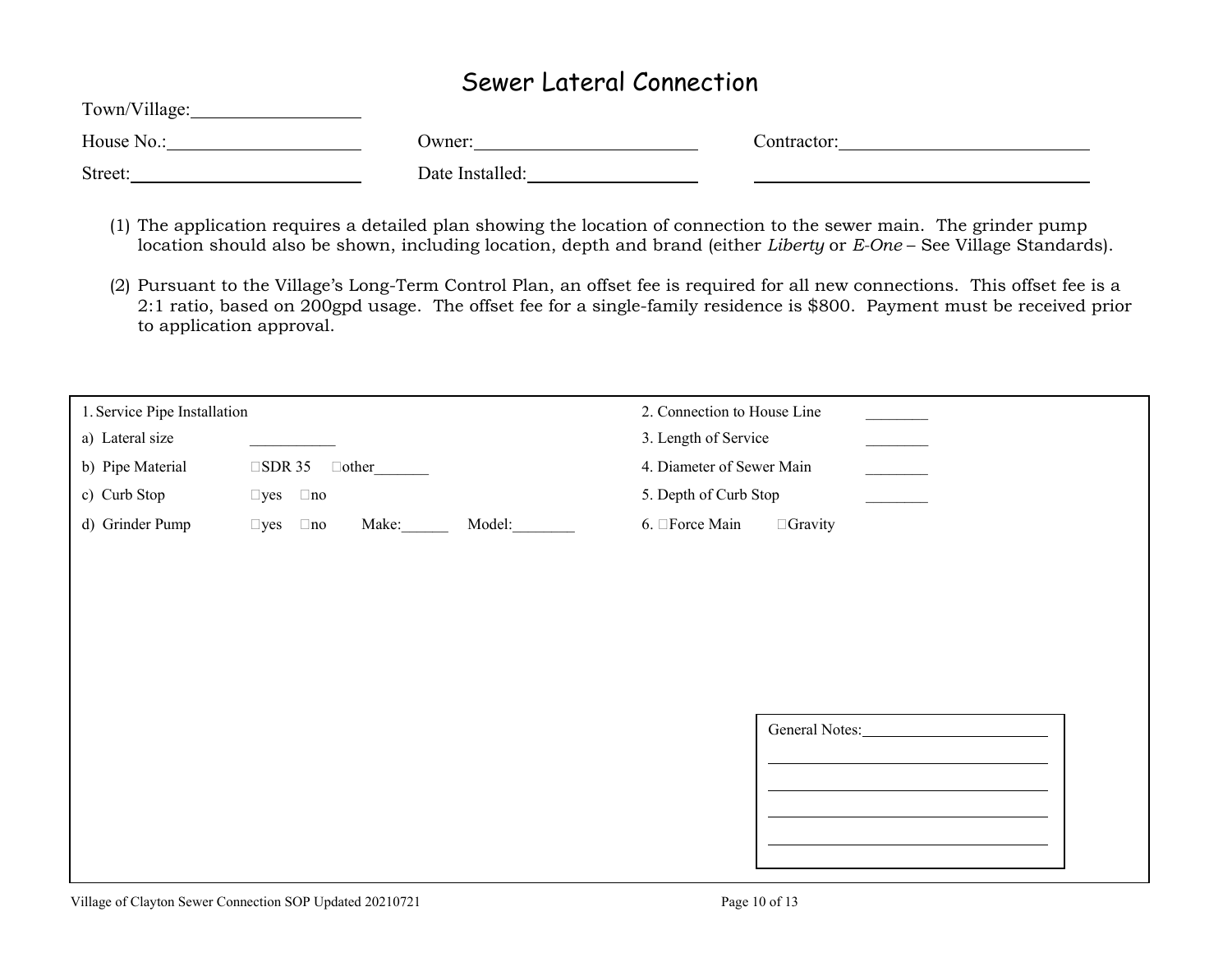# Sewer Lateral Connection

Town/Village: __________________

House No.: ____________________ Owner: ________________________ Contractor: ___________________________

Street: ________________________ Date Installed: _________________ ___________________________

(1) The application requires a detailed plan showing the location of connection to the sewer main. The grinder pump location should also be shown, including location, depth and brand (either *Liberty* or *E-One* – See Village Standards).

(2) Pursuant to the Village's Long-Term Control Plan, an offset fee is required for all new connections. This offset fee is a 2:1 ratio, based on 200gpd usage. The offset fee for a single-family residence is $800. Payment must be received prior to application approval.

1. Service Pipe Installation

a) Lateral size ___________

b) Pipe Material ☐SDR 35 ☐other_______

c) Curb Stop ☐yes ☐no

d) Grinder Pump ☐yes ☐no Make:______ Model:________

2. Connection to House Line ________

3. Length of Service ________

4. Diameter of Sewer Main ________

5. Depth of Curb Stop ________

6. ☐Force Main ☐Gravity

General Notes: ________________________

____________________________________

____________________________________

____________________________________

____________________________________

Village of Clayton Sewer Connection SOP Updated 20210721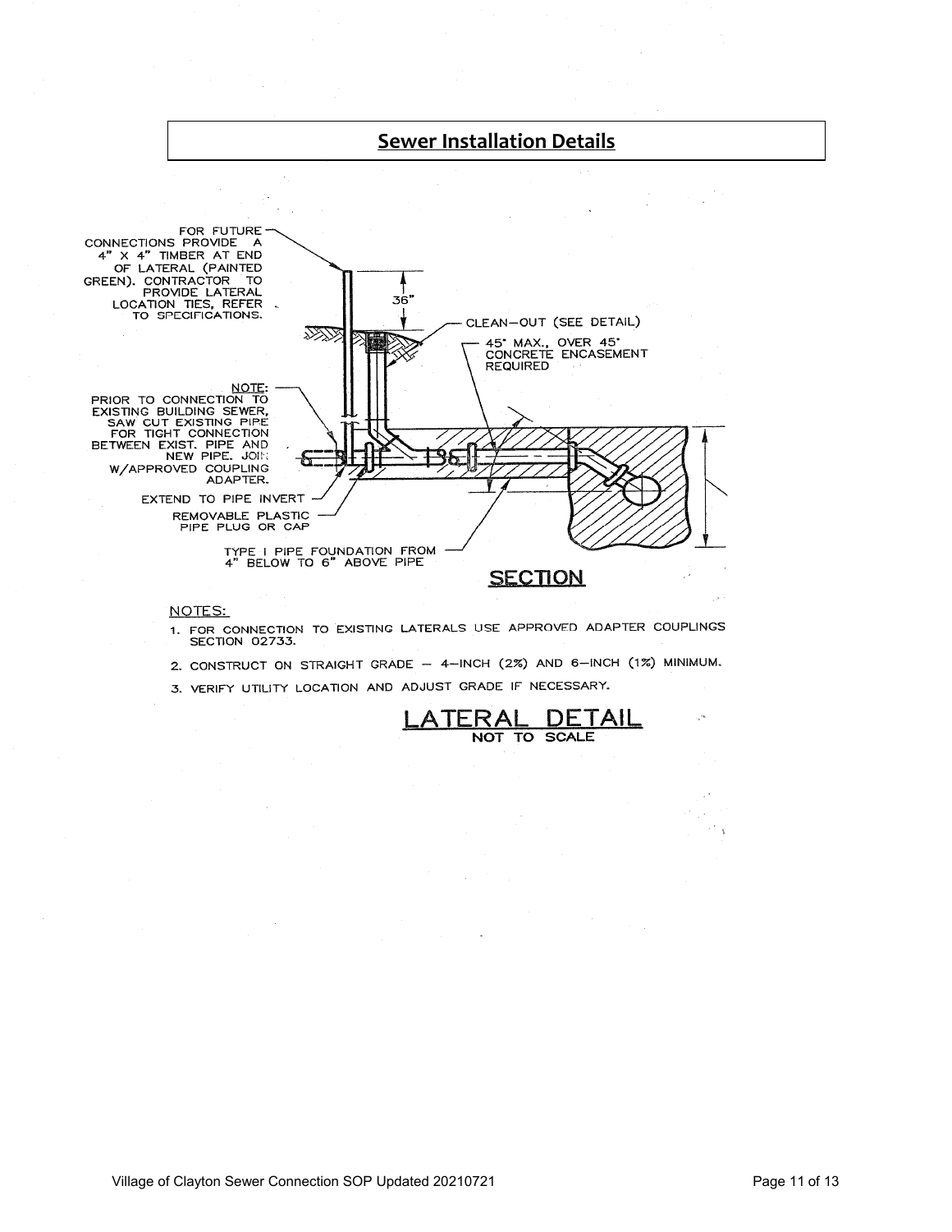## Sewer Installation Details

FOR FUTURE CONNECTIONS PROVIDE A 4" X 4" TIMBER AT END OF LATERAL (PAINTED GREEN). CONTRACTOR TO PROVIDE LATERAL LOCATION TIES, REFER TO SPECIFICATIONS.

36"

CLEAN-OUT (SEE DETAIL)

45° MAX., OVER 45° CONCRETE ENCASEMENT REQUIRED

NOTE: PRIOR TO CONNECTION TO EXISTING BUILDING SEWER, SAW CUT EXISTING PIPE FOR TIGHT CONNECTION BETWEEN EXIST. PIPE AND NEW PIPE. JOIN W/APPROVED COUPLING ADAPTER.

EXTEND TO PIPE INVERT

REMOVABLE PLASTIC PIPE PLUG OR CAP

TYPE I PIPE FOUNDATION FROM 4" BELOW TO 6" ABOVE PIPE

**SECTION**

NOTES:

1. FOR CONNECTION TO EXISTING LATERALS USE APPROVED ADAPTER COUPLINGS SECTION 02733.
2. CONSTRUCT ON STRAIGHT GRADE – 4-INCH (2%) AND 6-INCH (1%) MINIMUM.
3. VERIFY UTILITY LOCATION AND ADJUST GRADE IF NECESSARY.

**LATERAL DETAIL**
NOT TO SCALE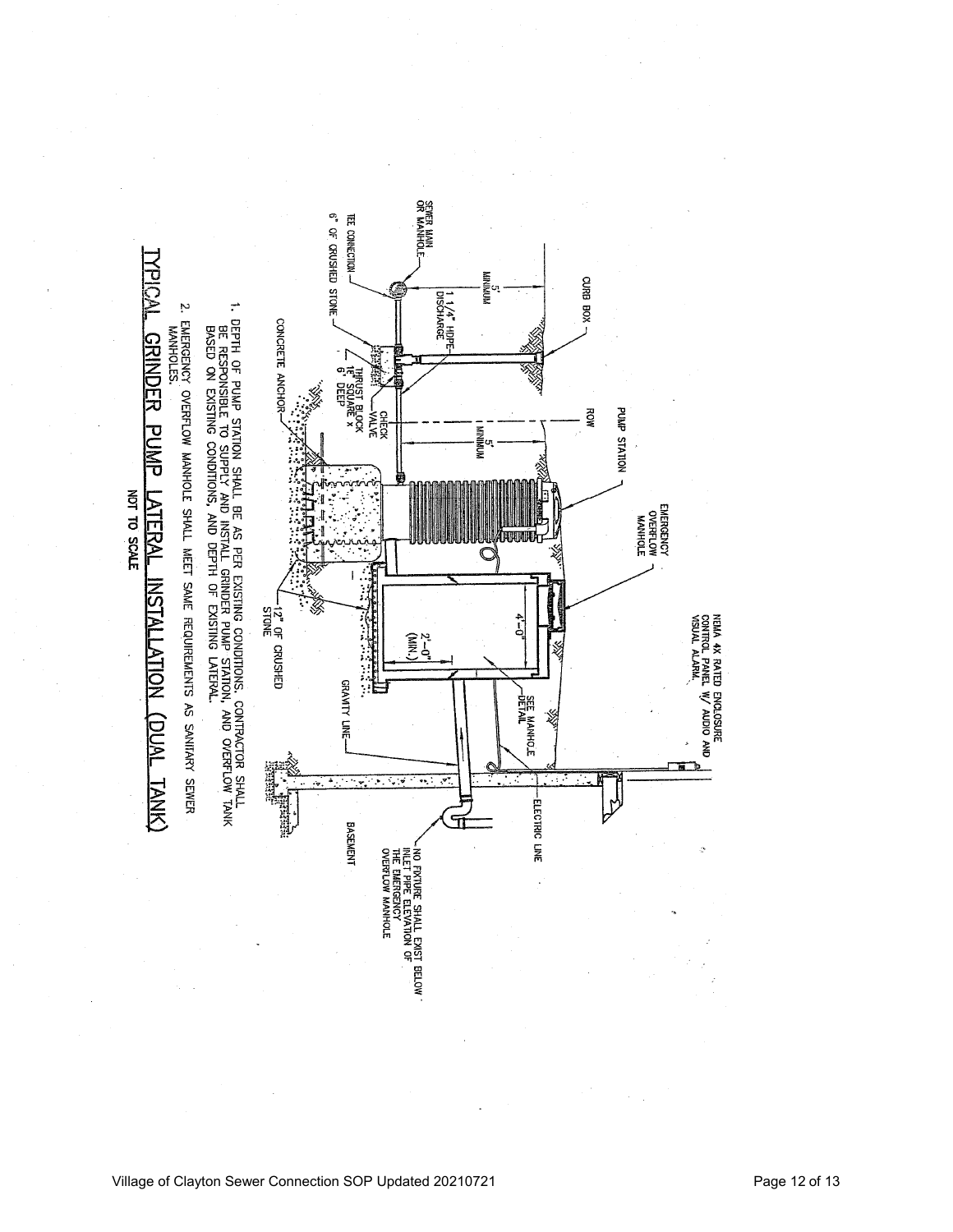# TYPICAL GRINDER PUMP LATERAL INSTALLATION (DUAL TANK)

NOT TO SCALE

CURB BOX

5' MINIMUM

SEWER MAIN OR MANHOLE

TEE CONNECTION

6" OF CRUSHED STONE

1 1/4" HDPE DISCHARGE

CONCRETE ANCHOR

THRUST BLOCK 18" SQUARE x 6" DEEP

CHECK VALVE

ROW

5' MINIMUM

PUMP STATION

EMERGENCY OVERFLOW MANHOLE

NEMA 4X RATED ENCLOSURE CONTROL PANEL W/ AUDIO AND VISUAL ALARM.

4'-0"

2'-0" (MIN.)

SEE MANHOLE DETAIL

12" OF CRUSHED STONE

GRAVITY LINE

ELECTRIC LINE

BASEMENT

NO FIXTURE SHALL EXIST BELOW INLET PIPE ELEVATION OF THE EMERGENCY OVERFLOW MANHOLE

1. DEPTH OF PUMP STATION SHALL BE AS PER EXISTING CONDITIONS. CONTRACTOR SHALL BE RESPONSIBLE TO SUPPLY AND INSTALL GRINDER PUMP STATION, AND OVERFLOW TANK BASED ON EXISTING CONDITIONS, AND DEPTH OF EXISTING LATERAL.
2. EMERGENCY OVERFLOW MANHOLE SHALL MEET SAME REQUIREMENTS AS SANITARY SEWER MANHOLES.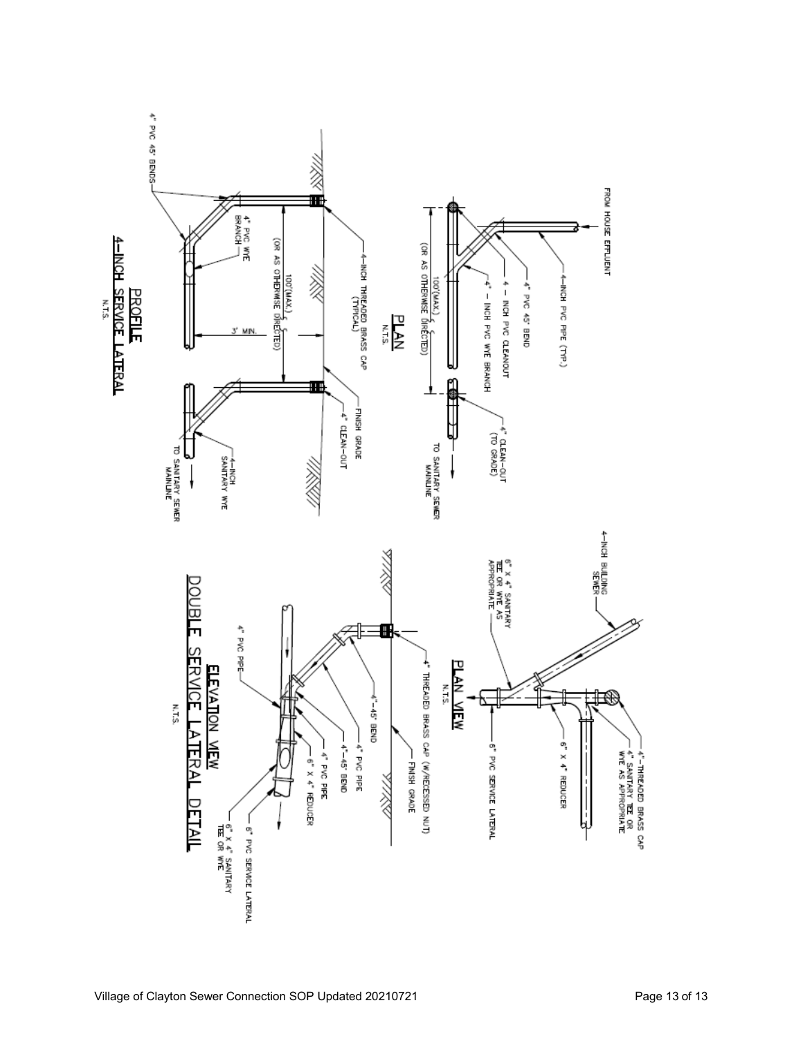## PLAN
N.T.S.

FROM HOUSE EFFLUENT

4-INCH PVC PIPE (TYP.)

4" PVC 45° BEND

4 - INCH PVC CLEANOUT

4" - INCH PVC WYE BRANCH

100'(MAX.) (OR AS OTHERWISE DIRECTED)

4" CLEAN-OUT (TO GRADE)

TO SANITARY SEWER MAINLINE

## PROFILE
## 4-INCH SERVICE LATERAL
N.T.S.

4-INCH THREADED BRASS CAP (TYPICAL)

FINISH GRADE

4" CLEAN-OUT

100'(MAX.) (OR AS OTHERWISE DIRECTED)

3' MIN.

4" PVC WYE BRANCH

4" PVC 45° BENDS

4-INCH SANITARY WYE

TO SANITARY SEWER MAINLINE

## PLAN VIEW
N.T.S.

4-INCH BUILDING SEWER

6" X 4" SANITARY TEE OR WYE AS APPROPRIATE

4"-THREADED BRASS CAP

4" SANITARY TEE OR WYE AS APPROPRIATE

6" X 4" REDUCER

6" PVC SERVICE LATERAL

## ELEVATION VIEW
N.T.S.

4" THREADED BRASS CAP (W/RECESSED NUT)

FINISH GRADE

4"-45° BEND

4" PVC PIPE

4"-45° BEND

4" PVC PIPE

6" X 4" REDUCER

4" PVC PIPE

6" PVC SERVICE LATERAL

6" X 4" SANITARY TEE OR WYE

## DOUBLE SERVICE LATERAL DETAIL